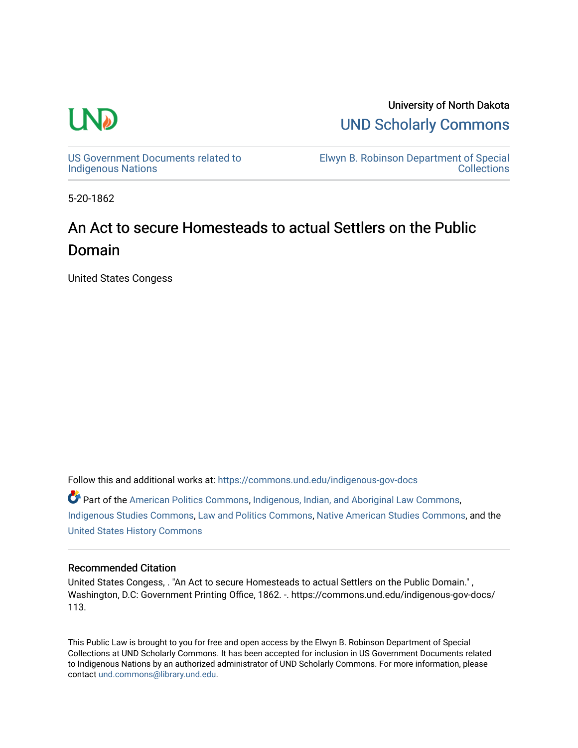University of North Dakota

UND Scholarly Commons

US Government Documents related to Indigenous Nations

Elwyn B. Robinson Department of Special Collections

5-20-1862

# An Act to secure Homesteads to actual Settlers on the Public Domain

United States Congess

Follow this and additional works at: https://commons.und.edu/indigenous-gov-docs

Part of the American Politics Commons, Indigenous, Indian, and Aboriginal Law Commons, Indigenous Studies Commons, Law and Politics Commons, Native American Studies Commons, and the United States History Commons

### Recommended Citation

United States Congess, . "An Act to secure Homesteads to actual Settlers on the Public Domain." , Washington, D.C: Government Printing Office, 1862. -. https://commons.und.edu/indigenous-gov-docs/113.

This Public Law is brought to you for free and open access by the Elwyn B. Robinson Department of Special Collections at UND Scholarly Commons. It has been accepted for inclusion in US Government Documents related to Indigenous Nations by an authorized administrator of UND Scholarly Commons. For more information, please contact und.commons@library.und.edu.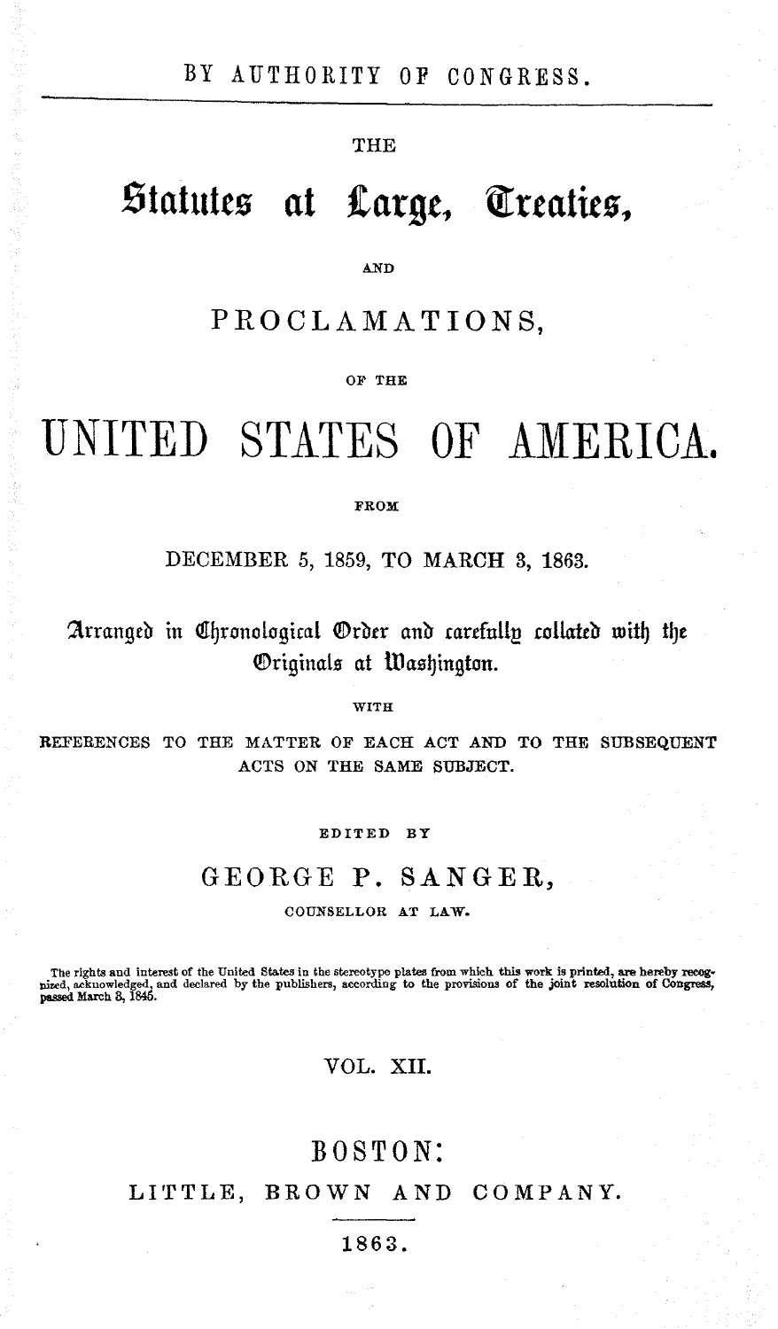BY AUTHORITY OF CONGRESS.

THE

# Statutes at Large, Treaties,

AND

# PROCLAMATIONS,

OF THE

# UNITED STATES OF AMERICA.

FROM

DECEMBER 5, 1859, TO MARCH 3, 1863.

Arranged in Chronological Order and carefully collated with the Originals at Washington.

WITH

REFERENCES TO THE MATTER OF EACH ACT AND TO THE SUBSEQUENT ACTS ON THE SAME SUBJECT.

EDITED BY

## GEORGE P. SANGER,

COUNSELLOR AT LAW.

The rights and interest of the United States in the stereotype plates from which this work is printed, are hereby recognized, acknowledged, and declared by the publishers, according to the provisions of the joint resolution of Congress, passed March 3, 1845.

VOL. XII.

BOSTON:

LITTLE, BROWN AND COMPANY.

1863.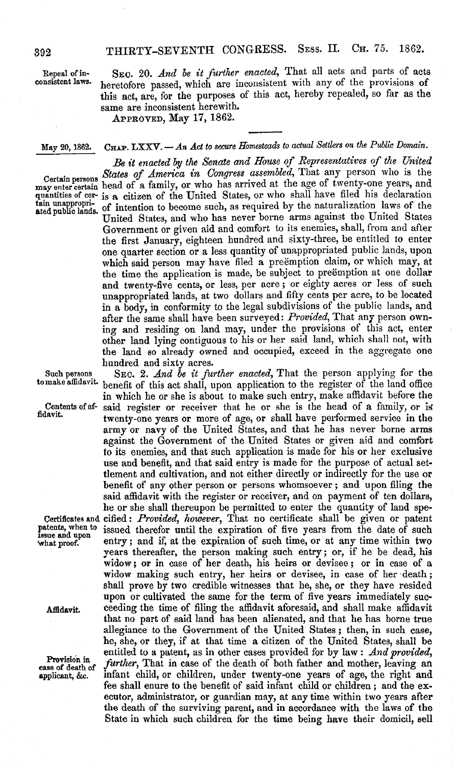Repeal of inconsistent laws.

SEC. 20. *And be it further enacted*, That all acts and parts of acts heretofore passed, which are inconsistent with any of the provisions of this act, are, for the purposes of this act, hereby repealed, so far as the same are inconsistent herewith.

APPROVED, May 17, 1862.

---

May 20, 1862.

CHAP. LXXV. — *An Act to secure Homesteads to actual Settlers on the Public Domain.*

Certain persons may enter certain quantities of certain unappropriated public lands.

*Be it enacted by the Senate and House of Representatives of the United States of America in Congress assembled*, That any person who is the head of a family, or who has arrived at the age of twenty-one years, and is a citizen of the United States, or who shall have filed his declaration of intention to become such, as required by the naturalization laws of the United States, and who has never borne arms against the United States Government or given aid and comfort to its enemies, shall, from and after the first January, eighteen hundred and sixty-three, be entitled to enter one quarter section or a less quantity of unappropriated public lands, upon which said person may have filed a preëmption claim, or which may, at the time the application is made, be subject to preëmption at one dollar and twenty-five cents, or less, per acre; or eighty acres or less of such unappropriated lands, at two dollars and fifty cents per acre, to be located in a body, in conformity to the legal subdivisions of the public lands, and after the same shall have been surveyed: *Provided*, That any person owning and residing on land may, under the provisions of this act, enter other land lying contiguous to his or her said land, which shall not, with the land so already owned and occupied, exceed in the aggregate one hundred and sixty acres.

Such persons to make affidavit.

Contents of affidavit.

SEC. 2. *And be it further enacted*, That the person applying for the benefit of this act shall, upon application to the register of the land office in which he or she is about to make such entry, make affidavit before the said register or receiver that he or she is the head of a family, or is twenty-one years or more of age, or shall have performed service in the army or navy of the United States, and that he has never borne arms against the Government of the United States or given aid and comfort to its enemies, and that such application is made for his or her exclusive use and benefit, and that said entry is made for the purpose of actual settlement and cultivation, and not either directly or indirectly for the use or benefit of any other person or persons whomsoever; and upon filing the said affidavit with the register or receiver, and on payment of ten dollars, he or she shall thereupon be permitted to enter the quantity of land specified: *Provided, however*, That no certificate shall be given or patent issued therefor until the expiration of five years from the date of such entry; and if, at the expiration of such time, or at any time within two years thereafter, the person making such entry; or, if he be dead, his widow; or in case of her death, his heirs or devisee; or in case of a widow making such entry, her heirs or devisee, in case of her death; shall prove by two credible witnesses that he, she, or they have resided upon or cultivated the same for the term of five years immediately succeeding the time of filing the affidavit aforesaid, and shall make affidavit that no part of said land has been alienated, and that he has borne true allegiance to the Government of the United States; then, in such case, he, she, or they, if at that time a citizen of the United States, shall be entitled to a patent, as in other cases provided for by law: *And provided, further*, That in case of the death of both father and mother, leaving an infant child, or children, under twenty-one years of age, the right and fee shall enure to the benefit of said infant child or children; and the executor, administrator, or guardian may, at any time within two years after the death of the surviving parent, and in accordance with the laws of the State in which such children for the time being have their domicil, sell

Certificates and patents, when to issue and upon what proof.

Affidavit.

Provision in case of death of applicant, &c.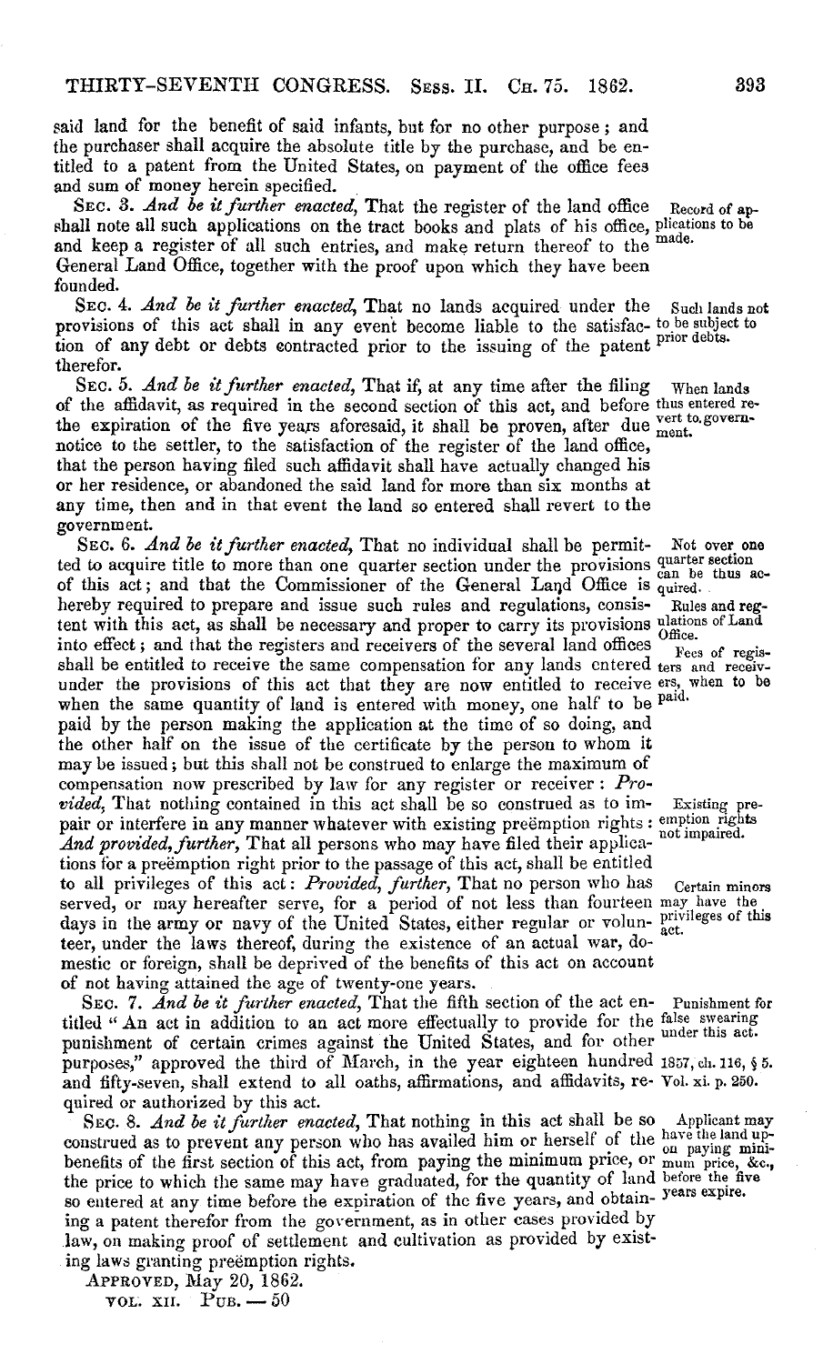said land for the benefit of said infants, but for no other purpose; and the purchaser shall acquire the absolute title by the purchase, and be entitled to a patent from the United States, on payment of the office fees and sum of money herein specified.

SEC. 3. *And be it further enacted*, That the register of the land office shall note all such applications on the tract books and plats of his office, and keep a register of all such entries, and make return thereof to the General Land Office, together with the proof upon which they have been founded.

Record of applications to be made.

SEC. 4. *And be it further enacted*, That no lands acquired under the provisions of this act shall in any event become liable to the satisfaction of any debt or debts contracted prior to the issuing of the patent therefor.

Such lands not to be subject to prior debts.

SEC. 5. *And be it further enacted*, That if, at any time after the filing of the affidavit, as required in the second section of this act, and before the expiration of the five years aforesaid, it shall be proven, after due notice to the settler, to the satisfaction of the register of the land office, that the person having filed such affidavit shall have actually changed his or her residence, or abandoned the said land for more than six months at any time, then and in that event the land so entered shall revert to the government.

When lands thus entered revert to government.

SEC. 6. *And be it further enacted*, That no individual shall be permitted to acquire title to more than one quarter section under the provisions of this act; and that the Commissioner of the General Land Office is hereby required to prepare and issue such rules and regulations, consistent with this act, as shall be necessary and proper to carry its provisions into effect; and that the registers and receivers of the several land offices shall be entitled to receive the same compensation for any lands entered under the provisions of this act that they are now entitled to receive when the same quantity of land is entered with money, one half to be paid by the person making the application at the time of so doing, and the other half on the issue of the certificate by the person to whom it may be issued; but this shall not be construed to enlarge the maximum of compensation now prescribed by law for any register or receiver: *Provided*, That nothing contained in this act shall be so construed as to impair or interfere in any manner whatever with existing preëmption rights: *And provided, further*, That all persons who may have filed their applications for a preëmption right prior to the passage of this act, shall be entitled to all privileges of this act: *Provided, further*, That no person who has served, or may hereafter serve, for a period of not less than fourteen days in the army or navy of the United States, either regular or volunteer, under the laws thereof, during the existence of an actual war, domestic or foreign, shall be deprived of the benefits of this act on account of not having attained the age of twenty-one years.

Not over one quarter section can be thus acquired.

Rules and regulations of Land Office.

Fees of registers and receivers, when to be paid.

Existing preemption rights not impaired.

Certain minors may have the privileges of this act.

SEC. 7. *And be it further enacted*, That the fifth section of the act entitled "An act in addition to an act more effectually to provide for the punishment of certain crimes against the United States, and for other purposes," approved the third of March, in the year eighteen hundred and fifty-seven, shall extend to all oaths, affirmations, and affidavits, required or authorized by this act.

Punishment for false swearing under this act.

1857, ch. 116, § 5.
Vol. xi. p. 250.

SEC. 8. *And be it further enacted*, That nothing in this act shall be so construed as to prevent any person who has availed him or herself of the benefits of the first section of this act, from paying the minimum price, or the price to which the same may have graduated, for the quantity of land so entered at any time before the expiration of the five years, and obtaining a patent therefor from the government, as in other cases provided by law, on making proof of settlement and cultivation as provided by existing laws granting preëmption rights.

Applicant may have the land upon paying minimum price, &c., before the five years expire.

APPROVED, May 20, 1862.